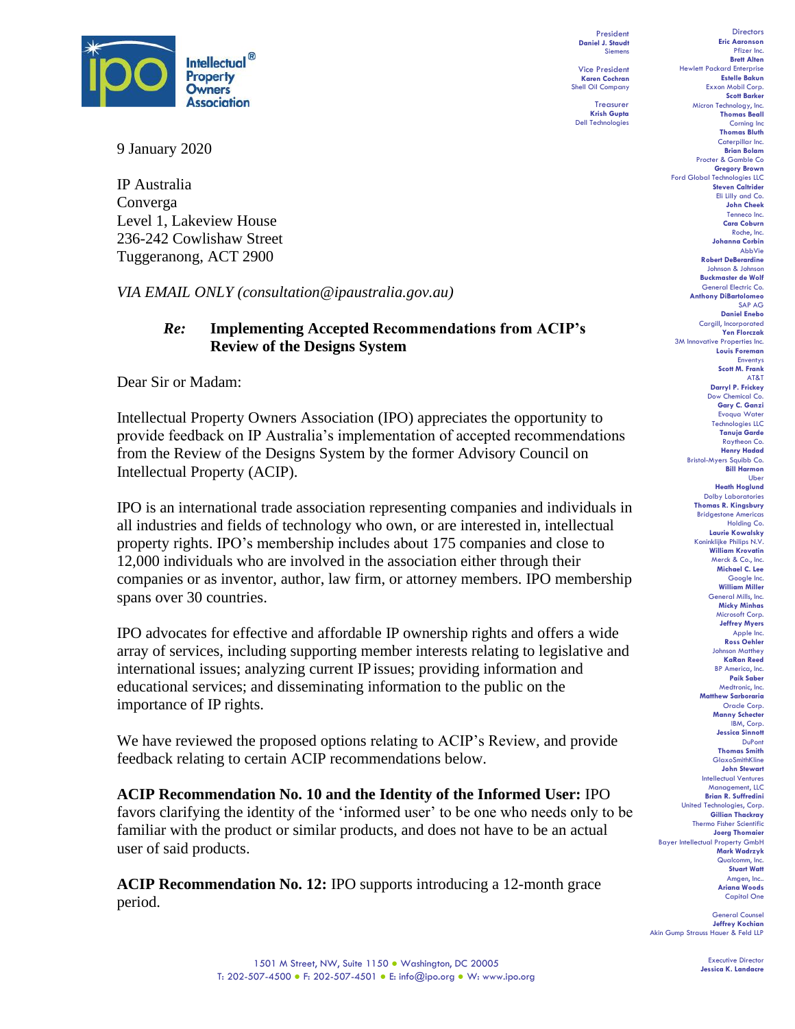**Intellectual Property Owners Association**

President
**Daniel J. Staudt**
Siemens

Vice President
**Karen Cochran**
Shell Oil Company

Treasurer
**Krish Gupta**
Dell Technologies

Directors
**Eric Aaronson**, Pfizer Inc.
**Brett Alten**, Hewlett Packard Enterprise
**Estelle Bakun**, Exxon Mobil Corp.
**Scott Barker**, Micron Technology, Inc.
**Thomas Beall**, Corning Inc
**Thomas Bluth**, Caterpillar Inc.
**Brian Bolam**, Procter & Gamble Co
**Gregory Brown**, Ford Global Technologies LLC
**Steven Caltrider**, Eli Lilly and Co.
**John Cheek**, Tenneco Inc.
**Cara Coburn**, Roche, Inc.
**Johanna Corbin**, AbbVie
**Robert DeBerardine**, Johnson & Johnson
**Buckmaster de Wolf**, General Electric Co.
**Anthony DiBartolomeo**, SAP AG
**Daniel Enebo**, Cargill, Incorporated
**Yen Florczak**, 3M Innovative Properties Inc.
**Louis Foreman**, Enventys
**Scott M. Frank**, AT&T
**Darryl P. Frickey**, Dow Chemical Co.
**Gary C. Ganzi**, Evoqua Water Technologies LLC
**Tanuja Garde**, Raytheon Co.
**Henry Hadad**, Bristol-Myers Squibb Co.
**Bill Harmon**, Uber
**Heath Hoglund**, Dolby Laboratories
**Thomas R. Kingsbury**, Bridgestone Americas Holding Co.
**Laurie Kowalsky**, Koninklijke Philips N.V.
**William Krovatin**, Merck & Co., Inc.
**Michael C. Lee**, Google Inc.
**William Miller**, General Mills, Inc.
**Micky Minhas**, Microsoft Corp.
**Jeffrey Myers**, Apple Inc.
**Ross Oehler**, Johnson Matthey
**KaRan Reed**, BP America, Inc.
**Paik Saber**, Medtronic, Inc.
**Matthew Sarboraria**, Oracle Corp.
**Manny Schecter**, IBM, Corp.
**Jessica Sinnott**, DuPont
**Thomas Smith**, GlaxoSmithKline
**John Stewart**, Intellectual Ventures Management, LLC
**Brian R. Suffredini**, United Technologies, Corp.
**Gillian Thackray**, Thermo Fisher Scientific
**Joerg Thomaier**, Bayer Intellectual Property GmbH
**Mark Wadrzyk**, Qualcomm, Inc.
**Stuart Watt**, Amgen, Inc..
**Ariana Woods**, Capital One

General Counsel
**Jeffrey Kochian**
Akin Gump Strauss Hauer & Feld LLP

Executive Director
**Jessica K. Landacre**

9 January 2020

IP Australia
Converga
Level 1, Lakeview House
236-242 Cowlishaw Street
Tuggeranong, ACT 2900

*VIA EMAIL ONLY (consultation@ipaustralia.gov.au)*

***Re:*** **Implementing Accepted Recommendations from ACIP's Review of the Designs System**

Dear Sir or Madam:

Intellectual Property Owners Association (IPO) appreciates the opportunity to provide feedback on IP Australia's implementation of accepted recommendations from the Review of the Designs System by the former Advisory Council on Intellectual Property (ACIP).

IPO is an international trade association representing companies and individuals in all industries and fields of technology who own, or are interested in, intellectual property rights. IPO's membership includes about 175 companies and close to 12,000 individuals who are involved in the association either through their companies or as inventor, author, law firm, or attorney members. IPO membership spans over 30 countries.

IPO advocates for effective and affordable IP ownership rights and offers a wide array of services, including supporting member interests relating to legislative and international issues; analyzing current IP issues; providing information and educational services; and disseminating information to the public on the importance of IP rights.

We have reviewed the proposed options relating to ACIP's Review, and provide feedback relating to certain ACIP recommendations below.

**ACIP Recommendation No. 10 and the Identity of the Informed User:** IPO favors clarifying the identity of the 'informed user' to be one who needs only to be familiar with the product or similar products, and does not have to be an actual user of said products.

**ACIP Recommendation No. 12:** IPO supports introducing a 12-month grace period.

1501 M Street, NW, Suite 1150 • Washington, DC 20005
T: 202-507-4500 • F: 202-507-4501 • E: info@ipo.org • W: www.ipo.org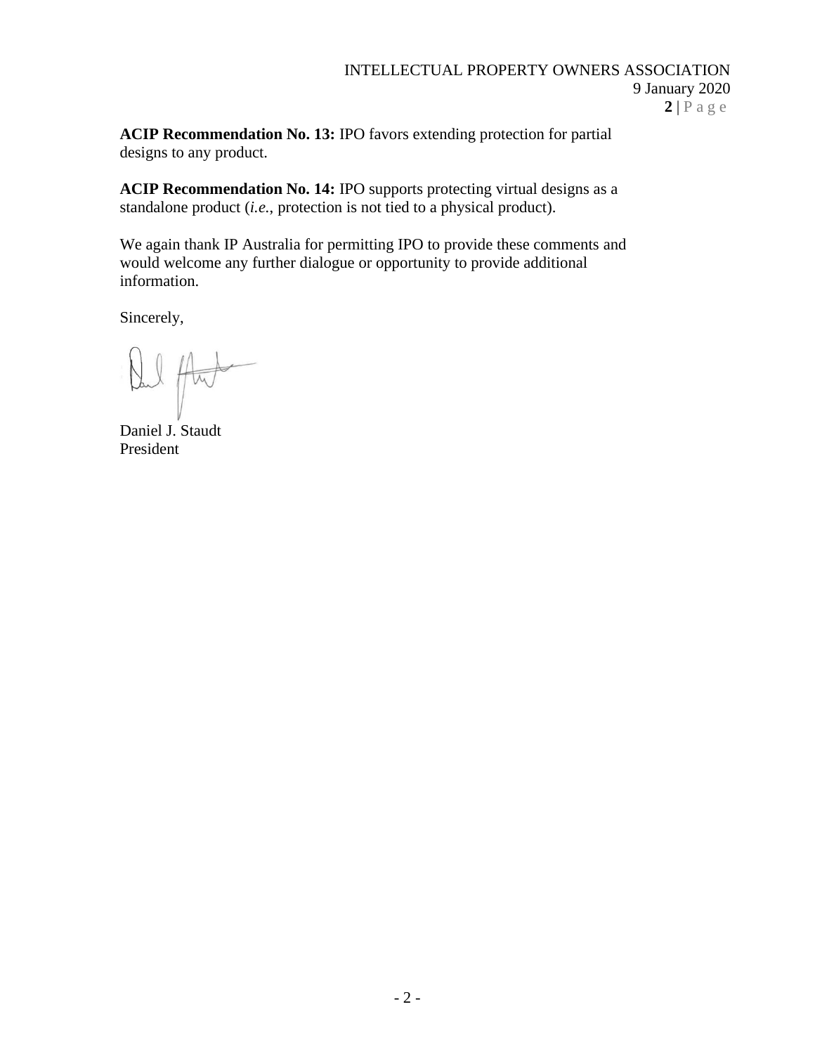**ACIP Recommendation No. 13:** IPO favors extending protection for partial designs to any product.

**ACIP Recommendation No. 14:** IPO supports protecting virtual designs as a standalone product (*i.e.*, protection is not tied to a physical product).

We again thank IP Australia for permitting IPO to provide these comments and would welcome any further dialogue or opportunity to provide additional information.

Sincerely,

Daniel J. Staudt
President